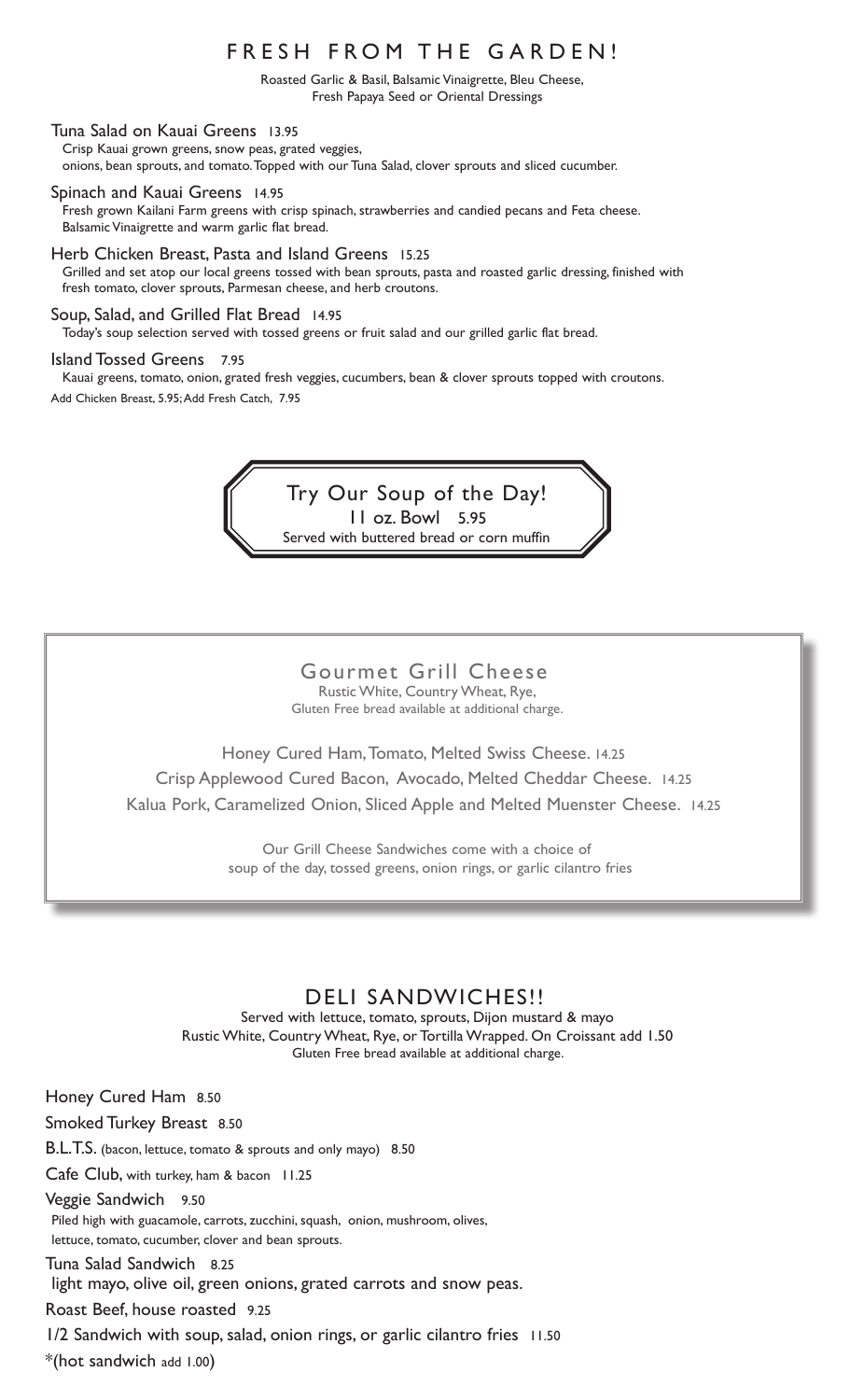# FRESH FROM THE GARDEN!

Roasted Garlic & Basil, Balsamic Vinaigrette, Bleu Cheese, Fresh Papaya Seed or Oriental Dressings

**Tuna Salad on Kauai Greens** 13.95
Crisp Kauai grown greens, snow peas, grated veggies, onions, bean sprouts, and tomato. Topped with our Tuna Salad, clover sprouts and sliced cucumber.

**Spinach and Kauai Greens** 14.95
Fresh grown Kailani Farm greens with crisp spinach, strawberries and candied pecans and Feta cheese. Balsamic Vinaigrette and warm garlic flat bread.

**Herb Chicken Breast, Pasta and Island Greens** 15.25
Grilled and set atop our local greens tossed with bean sprouts, pasta and roasted garlic dressing, finished with fresh tomato, clover sprouts, Parmesan cheese, and herb croutons.

**Soup, Salad, and Grilled Flat Bread** 14.95
Today's soup selection served with tossed greens or fruit salad and our grilled garlic flat bread.

**Island Tossed Greens** 7.95
Kauai greens, tomato, onion, grated fresh veggies, cucumbers, bean & clover sprouts topped with croutons.

Add Chicken Breast, 5.95; Add Fresh Catch, 7.95

## Try Our Soup of the Day!

11 oz. Bowl 5.95
Served with buttered bread or corn muffin

## Gourmet Grill Cheese

Rustic White, Country Wheat, Rye,
Gluten Free bread available at additional charge.

Honey Cured Ham, Tomato, Melted Swiss Cheese. 14.25

Crisp Applewood Cured Bacon, Avocado, Melted Cheddar Cheese. 14.25

Kalua Pork, Caramelized Onion, Sliced Apple and Melted Muenster Cheese. 14.25

Our Grill Cheese Sandwiches come with a choice of soup of the day, tossed greens, onion rings, or garlic cilantro fries

# DELI SANDWICHES!!

Served with lettuce, tomato, sprouts, Dijon mustard & mayo
Rustic White, Country Wheat, Rye, or Tortilla Wrapped. On Croissant add 1.50
Gluten Free bread available at additional charge.

**Honey Cured Ham** 8.50

**Smoked Turkey Breast** 8.50

**B.L.T.S.** (bacon, lettuce, tomato & sprouts and only mayo) 8.50

**Cafe Club,** with turkey, ham & bacon 11.25

**Veggie Sandwich** 9.50
Piled high with guacamole, carrots, zucchini, squash, onion, mushroom, olives, lettuce, tomato, cucumber, clover and bean sprouts.

**Tuna Salad Sandwich** 8.25
light mayo, olive oil, green onions, grated carrots and snow peas.

**Roast Beef, house roasted** 9.25

1/2 Sandwich with soup, salad, onion rings, or garlic cilantro fries 11.50

*(hot sandwich add 1.00)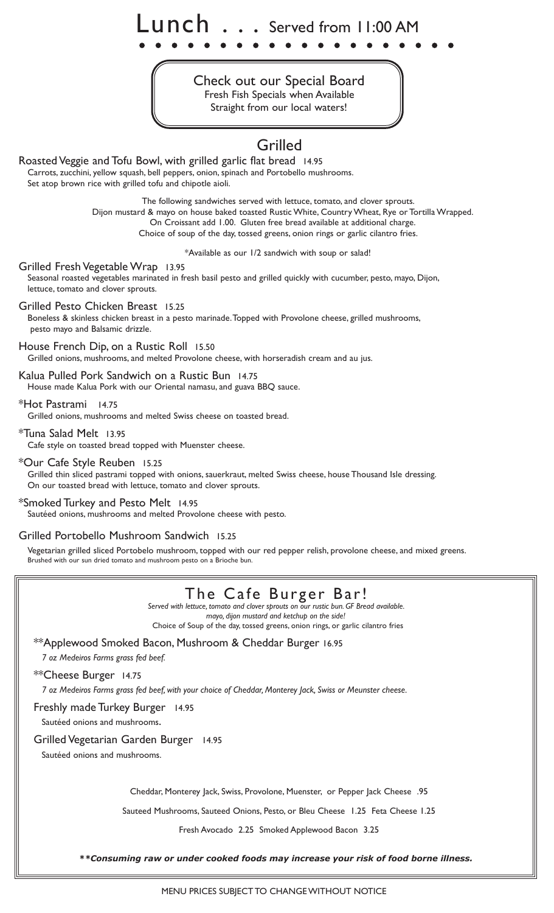# Lunch . . . Served from 11:00 AM

**Check out our Special Board**
Fresh Fish Specials when Available
Straight from our local waters!

## Grilled

### Roasted Veggie and Tofu Bowl, with grilled garlic flat bread 14.95
Carrots, zucchini, yellow squash, bell peppers, onion, spinach and Portobello mushrooms.
Set atop brown rice with grilled tofu and chipotle aioli.

The following sandwiches served with lettuce, tomato, and clover sprouts.
Dijon mustard & mayo on house baked toasted Rustic White, Country Wheat, Rye or Tortilla Wrapped.
On Croissant add 1.00. Gluten free bread available at additional charge.
Choice of soup of the day, tossed greens, onion rings or garlic cilantro fries.

*Available as our 1/2 sandwich with soup or salad!

### Grilled Fresh Vegetable Wrap 13.95
Seasonal roasted vegetables marinated in fresh basil pesto and grilled quickly with cucumber, pesto, mayo, Dijon, lettuce, tomato and clover sprouts.

### Grilled Pesto Chicken Breast 15.25
Boneless & skinless chicken breast in a pesto marinade. Topped with Provolone cheese, grilled mushrooms, pesto mayo and Balsamic drizzle.

### House French Dip, on a Rustic Roll 15.50
Grilled onions, mushrooms, and melted Provolone cheese, with horseradish cream and au jus.

### Kalua Pulled Pork Sandwich on a Rustic Bun 14.75
House made Kalua Pork with our Oriental namasu, and guava BBQ sauce.

### *Hot Pastrami 14.75
Grilled onions, mushrooms and melted Swiss cheese on toasted bread.

### *Tuna Salad Melt 13.95
Cafe style on toasted bread topped with Muenster cheese.

### *Our Cafe Style Reuben 15.25
Grilled thin sliced pastrami topped with onions, sauerkraut, melted Swiss cheese, house Thousand Isle dressing.
On our toasted bread with lettuce, tomato and clover sprouts.

### *Smoked Turkey and Pesto Melt 14.95
Sautéed onions, mushrooms and melted Provolone cheese with pesto.

### Grilled Portobello Mushroom Sandwich 15.25
Vegetarian grilled sliced Portobelo mushroom, topped with our red pepper relish, provolone cheese, and mixed greens.
Brushed with our sun dried tomato and mushroom pesto on a Brioche bun.

## The Cafe Burger Bar!

*Served with lettuce, tomato and clover sprouts on our rustic bun. GF Bread available.*
*mayo, dijon mustard and ketchup on the side!*
Choice of Soup of the day, tossed greens, onion rings, or garlic cilantro fries

### **Applewood Smoked Bacon, Mushroom & Cheddar Burger 16.95
*7 oz Medeiros Farms grass fed beef.*

### **Cheese Burger 14.75
*7 oz Medeiros Farms grass fed beef, with your choice of Cheddar, Monterey Jack, Swiss or Meunster cheese.*

### Freshly made Turkey Burger 14.95
Sautéed onions and mushrooms.

### Grilled Vegetarian Garden Burger 14.95
Sautéed onions and mushrooms.

Cheddar, Monterey Jack, Swiss, Provolone, Muenster, or Pepper Jack Cheese .95

Sauteed Mushrooms, Sauteed Onions, Pesto, or Bleu Cheese 1.25 Feta Cheese 1.25

Fresh Avocado 2.25 Smoked Applewood Bacon 3.25

***\*\*Consuming raw or under cooked foods may increase your risk of food borne illness.***

MENU PRICES SUBJECT TO CHANGE WITHOUT NOTICE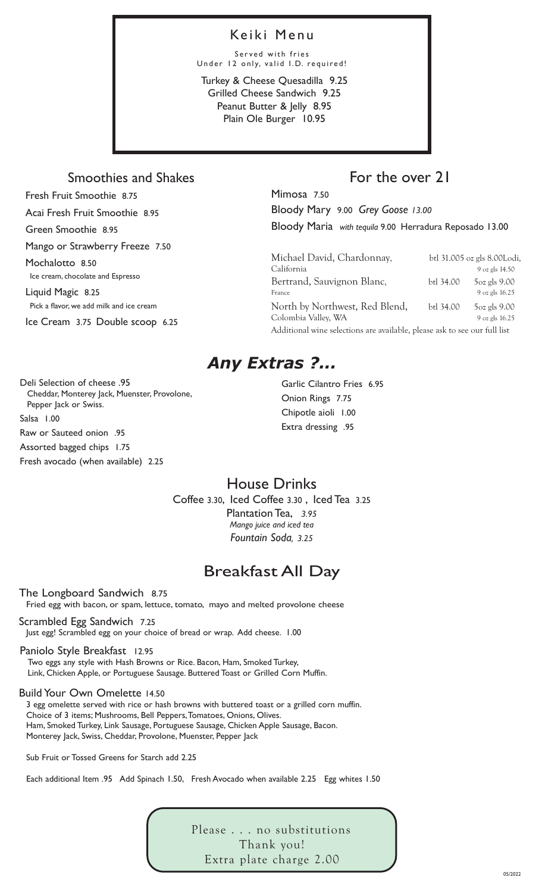## Keiki Menu

Served with fries
Under 12 only, valid I.D. required!

Turkey & Cheese Quesadilla 9.25
Grilled Cheese Sandwich 9.25
Peanut Butter & Jelly 8.95
Plain Ole Burger 10.95

## Smoothies and Shakes

Fresh Fruit Smoothie 8.75

Acai Fresh Fruit Smoothie 8.95

Green Smoothie 8.95

Mango or Strawberry Freeze 7.50

Mochalotto 8.50
Ice cream, chocolate and Espresso

Liquid Magic 8.25
Pick a flavor, we add milk and ice cream

Ice Cream 3.75 Double scoop 6.25

## For the over 21

Mimosa 7.50

Bloody Mary 9.00 *Grey Goose 13.00*

Bloody Maria *with tequila* 9.00 Herradura Reposado 13.00

| | | |
|---|---|---|
| Michael David, Chardonnay, California | btl 31.005 oz gls 8.00Lodi, | 9 oz gls 14.50 |
| Bertrand, Sauvignon Blanc, France | btl 34.00 | 5oz gls 9.00<br>9 oz gls 16.25 |
| North by Northwest, Red Blend, Colombia Valley, WA | btl 34.00 | 5oz gls 9.00<br>9 oz gls 16.25 |

Additional wine selections are available, please ask to see our full list

## *Any Extras ?...*

Deli Selection of cheese .95
Cheddar, Monterey Jack, Muenster, Provolone, Pepper Jack or Swiss.

Salsa 1.00

Raw or Sauteed onion .95

Assorted bagged chips 1.75

Fresh avocado (when available) 2.25

Garlic Cilantro Fries 6.95

Onion Rings 7.75

Chipotle aioli 1.00

Extra dressing .95

## House Drinks

Coffee 3.30, Iced Coffee 3.30 , Iced Tea 3.25

Plantation Tea, *3.95*
*Mango juice and iced tea*

*Fountain Soda, 3.25*

## Breakfast All Day

### The Longboard Sandwich 8.75
Fried egg with bacon, or spam, lettuce, tomato, mayo and melted provolone cheese

### Scrambled Egg Sandwich 7.25
Just egg! Scrambled egg on your choice of bread or wrap. Add cheese. 1.00

### Paniolo Style Breakfast 12.95
Two eggs any style with Hash Browns or Rice. Bacon, Ham, Smoked Turkey, Link, Chicken Apple, or Portuguese Sausage. Buttered Toast or Grilled Corn Muffin.

### Build Your Own Omelette 14.50
3 egg omelette served with rice or hash browns with buttered toast or a grilled corn muffin.
Choice of 3 items; Mushrooms, Bell Peppers, Tomatoes, Onions, Olives.
Ham, Smoked Turkey, Link Sausage, Portuguese Sausage, Chicken Apple Sausage, Bacon.
Monterey Jack, Swiss, Cheddar, Provolone, Muenster, Pepper Jack

Sub Fruit or Tossed Greens for Starch add 2.25

Each additional Item .95 Add Spinach 1.50, Fresh Avocado when available 2.25 Egg whites 1.50

Please . . . no substitutions
Thank you!
Extra plate charge 2.00

05/2022